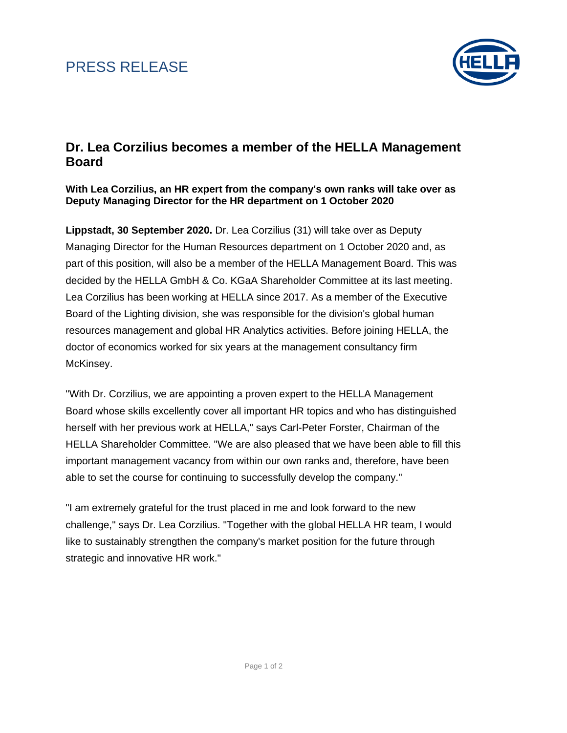PRESS RELEASE

# Dr. Lea Corzilius becomes a member of the HELLA Management Board

**With Lea Corzilius, an HR expert from the company's own ranks will take over as Deputy Managing Director for the HR department on 1 October 2020**

**Lippstadt, 30 September 2020.** Dr. Lea Corzilius (31) will take over as Deputy Managing Director for the Human Resources department on 1 October 2020 and, as part of this position, will also be a member of the HELLA Management Board. This was decided by the HELLA GmbH & Co. KGaA Shareholder Committee at its last meeting. Lea Corzilius has been working at HELLA since 2017. As a member of the Executive Board of the Lighting division, she was responsible for the division's global human resources management and global HR Analytics activities. Before joining HELLA, the doctor of economics worked for six years at the management consultancy firm McKinsey.

"With Dr. Corzilius, we are appointing a proven expert to the HELLA Management Board whose skills excellently cover all important HR topics and who has distinguished herself with her previous work at HELLA," says Carl-Peter Forster, Chairman of the HELLA Shareholder Committee. "We are also pleased that we have been able to fill this important management vacancy from within our own ranks and, therefore, have been able to set the course for continuing to successfully develop the company."

"I am extremely grateful for the trust placed in me and look forward to the new challenge," says Dr. Lea Corzilius. "Together with the global HELLA HR team, I would like to sustainably strengthen the company's market position for the future through strategic and innovative HR work."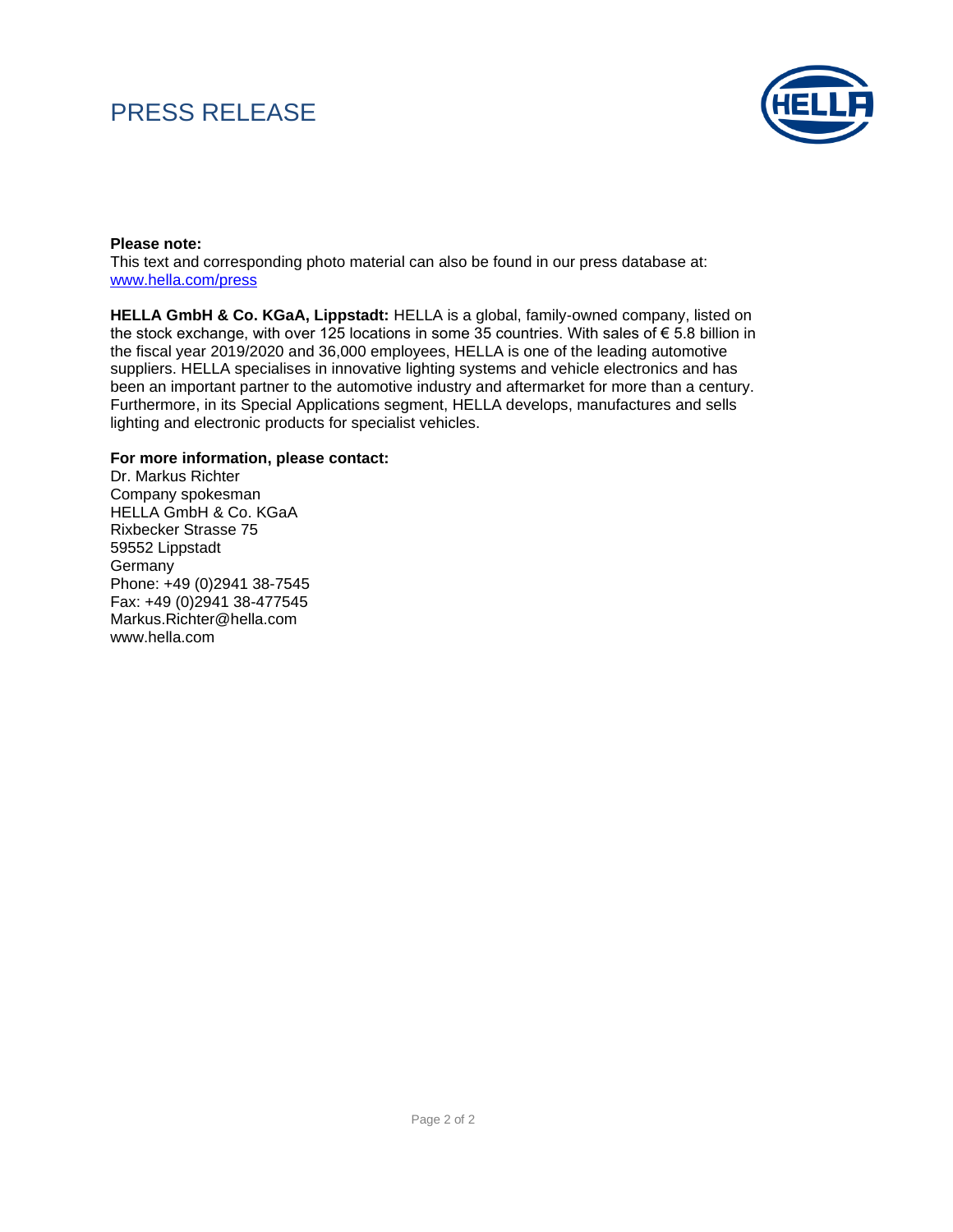**Please note:**
This text and corresponding photo material can also be found in our press database at:
[www.hella.com/press](www.hella.com/press)

**HELLA GmbH & Co. KGaA, Lippstadt:** HELLA is a global, family-owned company, listed on the stock exchange, with over 125 locations in some 35 countries. With sales of € 5.8 billion in the fiscal year 2019/2020 and 36,000 employees, HELLA is one of the leading automotive suppliers. HELLA specialises in innovative lighting systems and vehicle electronics and has been an important partner to the automotive industry and aftermarket for more than a century. Furthermore, in its Special Applications segment, HELLA develops, manufactures and sells lighting and electronic products for specialist vehicles.

**For more information, please contact:**
Dr. Markus Richter
Company spokesman
HELLA GmbH & Co. KGaA
Rixbecker Strasse 75
59552 Lippstadt
Germany
Phone: +49 (0)2941 38-7545
Fax: +49 (0)2941 38-477545
Markus.Richter@hella.com
www.hella.com